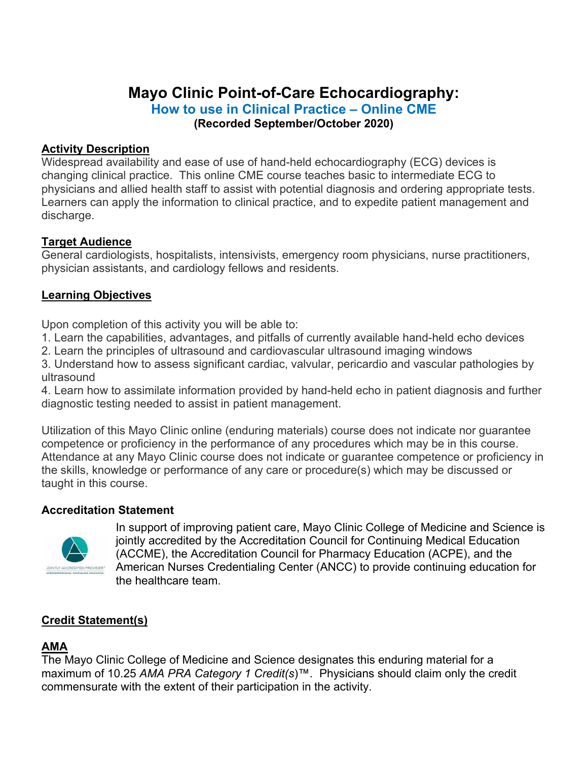# Mayo Clinic Point-of-Care Echocardiography:

## How to use in Clinical Practice – Online CME

**(Recorded September/October 2020)**

**Activity Description**

Widespread availability and ease of use of hand-held echocardiography (ECG) devices is changing clinical practice. This online CME course teaches basic to intermediate ECG to physicians and allied health staff to assist with potential diagnosis and ordering appropriate tests. Learners can apply the information to clinical practice, and to expedite patient management and discharge.

**Target Audience**

General cardiologists, hospitalists, intensivists, emergency room physicians, nurse practitioners, physician assistants, and cardiology fellows and residents.

**Learning Objectives**

Upon completion of this activity you will be able to:

1. Learn the capabilities, advantages, and pitfalls of currently available hand-held echo devices
2. Learn the principles of ultrasound and cardiovascular ultrasound imaging windows
3. Understand how to assess significant cardiac, valvular, pericardio and vascular pathologies by ultrasound
4. Learn how to assimilate information provided by hand-held echo in patient diagnosis and further diagnostic testing needed to assist in patient management.

Utilization of this Mayo Clinic online (enduring materials) course does not indicate nor guarantee competence or proficiency in the performance of any procedures which may be in this course. Attendance at any Mayo Clinic course does not indicate or guarantee competence or proficiency in the skills, knowledge or performance of any care or procedure(s) which may be discussed or taught in this course.

**Accreditation Statement**

In support of improving patient care, Mayo Clinic College of Medicine and Science is jointly accredited by the Accreditation Council for Continuing Medical Education (ACCME), the Accreditation Council for Pharmacy Education (ACPE), and the American Nurses Credentialing Center (ANCC) to provide continuing education for the healthcare team.

**Credit Statement(s)**

**AMA**

The Mayo Clinic College of Medicine and Science designates this enduring material for a maximum of 10.25 *AMA PRA Category 1 Credit(s)*™. Physicians should claim only the credit commensurate with the extent of their participation in the activity.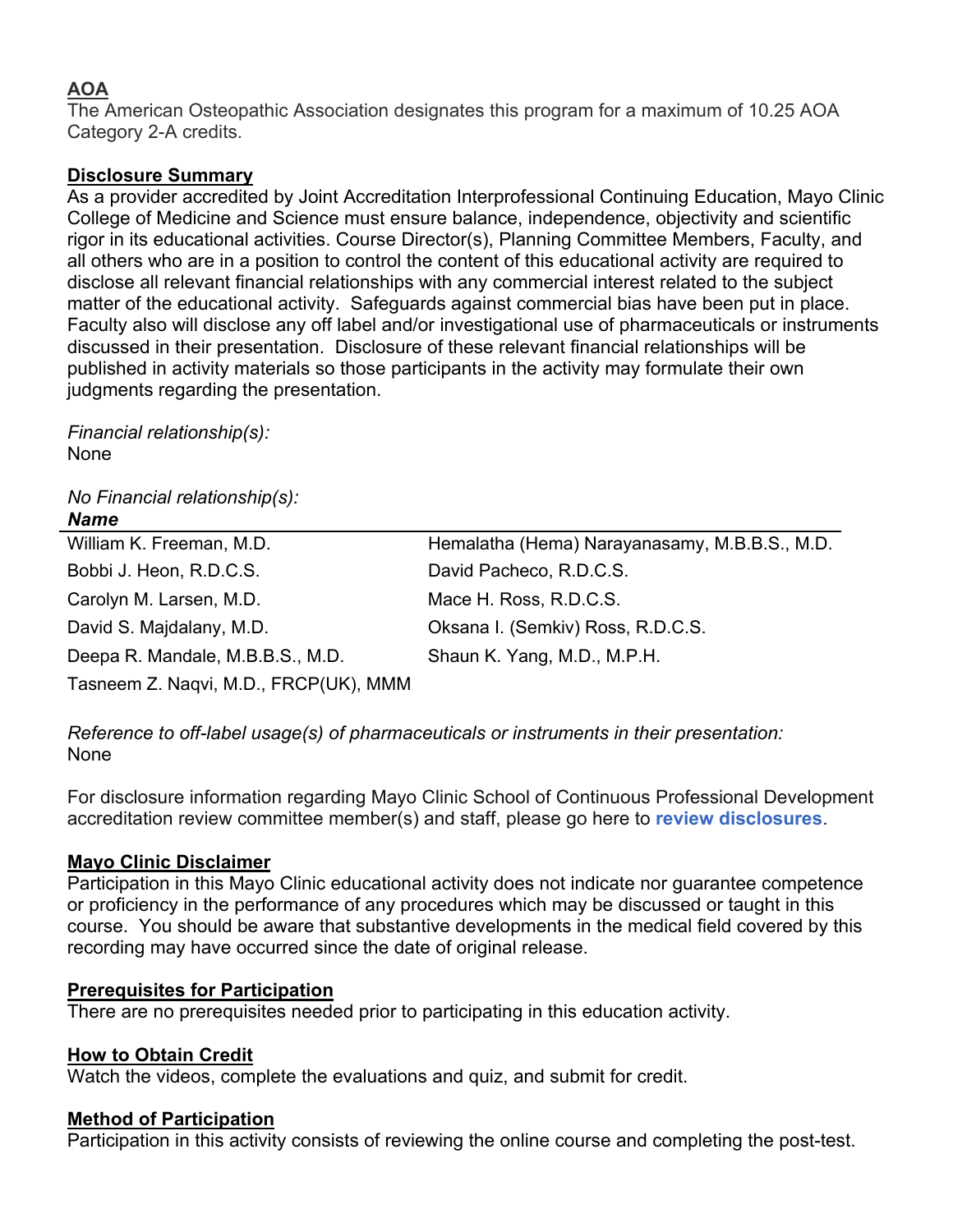**AOA**

The American Osteopathic Association designates this program for a maximum of 10.25 AOA Category 2-A credits.

**Disclosure Summary**

As a provider accredited by Joint Accreditation Interprofessional Continuing Education, Mayo Clinic College of Medicine and Science must ensure balance, independence, objectivity and scientific rigor in its educational activities. Course Director(s), Planning Committee Members, Faculty, and all others who are in a position to control the content of this educational activity are required to disclose all relevant financial relationships with any commercial interest related to the subject matter of the educational activity. Safeguards against commercial bias have been put in place. Faculty also will disclose any off label and/or investigational use of pharmaceuticals or instruments discussed in their presentation. Disclosure of these relevant financial relationships will be published in activity materials so those participants in the activity may formulate their own judgments regarding the presentation.

*Financial relationship(s):*
None

*No Financial relationship(s):*

| ***Name*** | |
|---|---|
| William K. Freeman, M.D. | Hemalatha (Hema) Narayanasamy, M.B.B.S., M.D. |
| Bobbi J. Heon, R.D.C.S. | David Pacheco, R.D.C.S. |
| Carolyn M. Larsen, M.D. | Mace H. Ross, R.D.C.S. |
| David S. Majdalany, M.D. | Oksana I. (Semkiv) Ross, R.D.C.S. |
| Deepa R. Mandale, M.B.B.S., M.D. | Shaun K. Yang, M.D., M.P.H. |
| Tasneem Z. Naqvi, M.D., FRCP(UK), MMM | |

*Reference to off-label usage(s) of pharmaceuticals or instruments in their presentation:*
None

For disclosure information regarding Mayo Clinic School of Continuous Professional Development accreditation review committee member(s) and staff, please go here to **review disclosures**.

**Mayo Clinic Disclaimer**

Participation in this Mayo Clinic educational activity does not indicate nor guarantee competence or proficiency in the performance of any procedures which may be discussed or taught in this course. You should be aware that substantive developments in the medical field covered by this recording may have occurred since the date of original release.

**Prerequisites for Participation**

There are no prerequisites needed prior to participating in this education activity.

**How to Obtain Credit**

Watch the videos, complete the evaluations and quiz, and submit for credit.

**Method of Participation**

Participation in this activity consists of reviewing the online course and completing the post-test.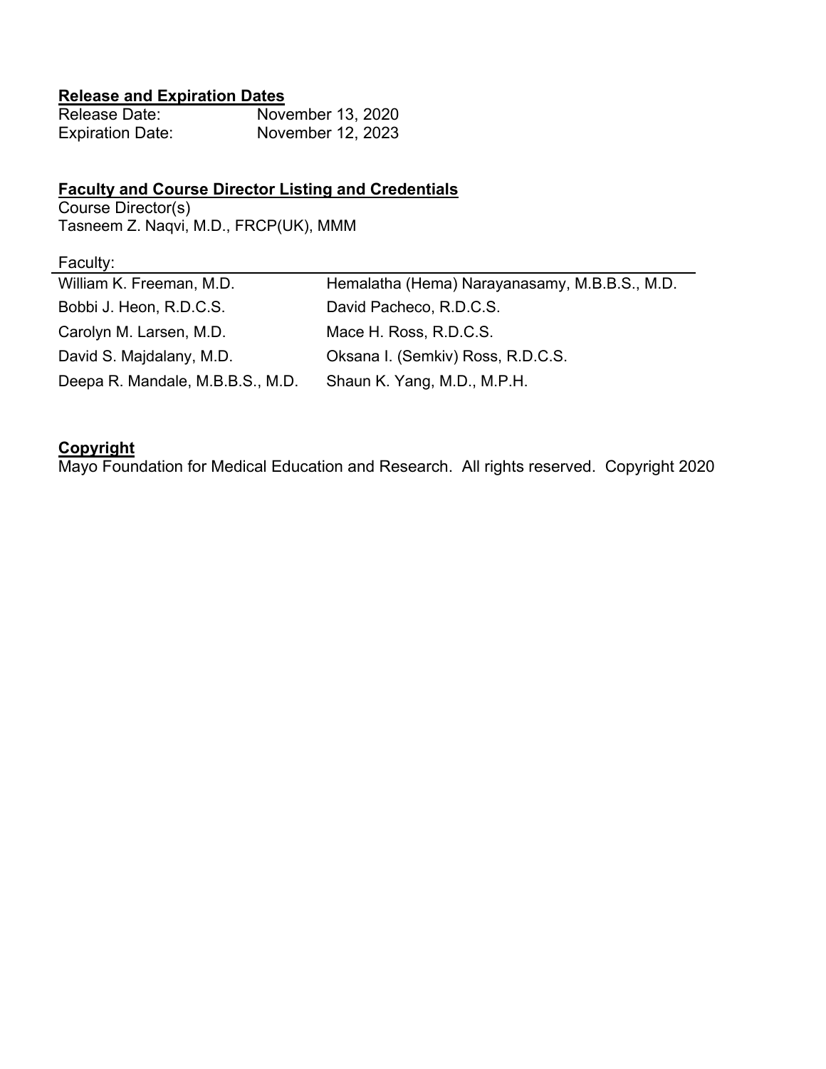**Release and Expiration Dates**

| | |
|---|---|
| Release Date: | November 13, 2020 |
| Expiration Date: | November 12, 2023 |

**Faculty and Course Director Listing and Credentials**

Course Director(s)
Tasneem Z. Naqvi, M.D., FRCP(UK), MMM

Faculty:

| | |
|---|---|
| William K. Freeman, M.D. | Hemalatha (Hema) Narayanasamy, M.B.B.S., M.D. |
| Bobbi J. Heon, R.D.C.S. | David Pacheco, R.D.C.S. |
| Carolyn M. Larsen, M.D. | Mace H. Ross, R.D.C.S. |
| David S. Majdalany, M.D. | Oksana I. (Semkiv) Ross, R.D.C.S. |
| Deepa R. Mandale, M.B.B.S., M.D. | Shaun K. Yang, M.D., M.P.H. |

**Copyright**

Mayo Foundation for Medical Education and Research. All rights reserved. Copyright 2020